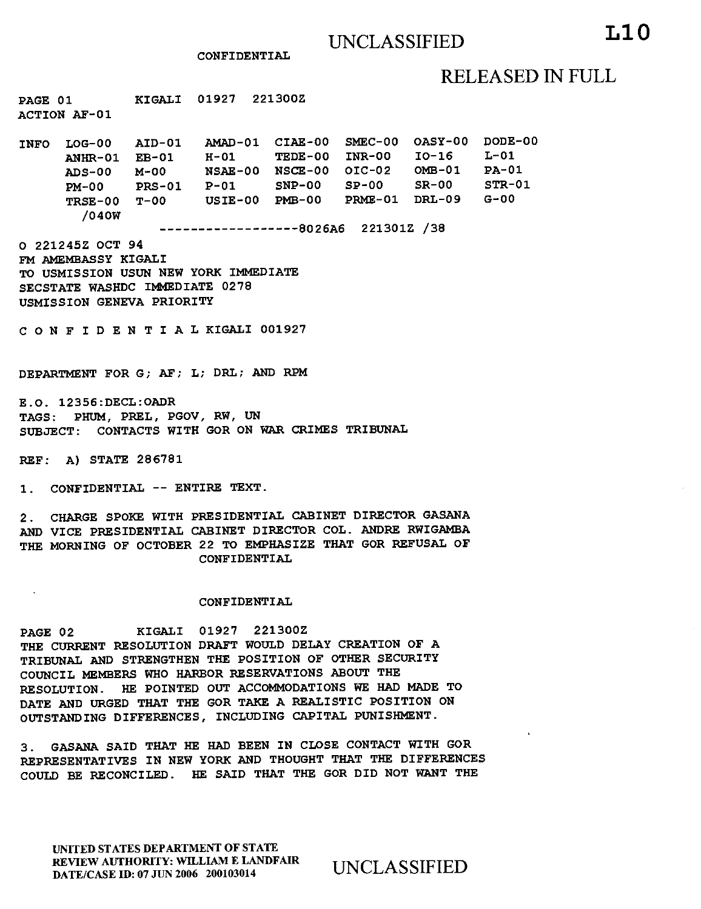UNCLASSIFIED

CONFIDENTIAL

RELEASED IN FULL

PAGE 01 KIGALI 01927 221300Z
ACTION AF-01

| INFO | LOG-00 | AID-01 | AMAD-01 | CIAE-00 | SMEC-00 | OASY-00 | DODE-00 |
|---|---|---|---|---|---|---|---|
| | ANHR-01 | EB-01 | H-01 | TEDE-00 | INR-00 | IO-16 | L-01 |
| | ADS-00 | M-00 | NSAE-00 | NSCE-00 | OIC-02 | OMB-01 | PA-01 |
| | PM-00 | PRS-01 | P-01 | SNP-00 | SP-00 | SR-00 | STR-01 |
| | TRSE-00 | T-00 | USIE-00 | PMB-00 | PRME-01 | DRL-09 | G-00 |
| | /040W | | | | | | |

------------------8026A6 221301Z /38

O 221245Z OCT 94
FM AMEMBASSY KIGALI
TO USMISSION USUN NEW YORK IMMEDIATE
SECSTATE WASHDC IMMEDIATE 0278
USMISSION GENEVA PRIORITY

C O N F I D E N T I A L KIGALI 001927

DEPARTMENT FOR G; AF; L; DRL; AND RPM

E.O. 12356:DECL:OADR
TAGS: PHUM, PREL, PGOV, RW, UN
SUBJECT: CONTACTS WITH GOR ON WAR CRIMES TRIBUNAL

REF: A) STATE 286781

1. CONFIDENTIAL -- ENTIRE TEXT.

2. CHARGE SPOKE WITH PRESIDENTIAL CABINET DIRECTOR GASANA AND VICE PRESIDENTIAL CABINET DIRECTOR COL. ANDRE RWIGAMBA THE MORNING OF OCTOBER 22 TO EMPHASIZE THAT GOR REFUSAL OF THE CURRENT RESOLUTION DRAFT WOULD DELAY CREATION OF A TRIBUNAL AND STRENGTHEN THE POSITION OF OTHER SECURITY COUNCIL MEMBERS WHO HARBOR RESERVATIONS ABOUT THE RESOLUTION. HE POINTED OUT ACCOMMODATIONS WE HAD MADE TO DATE AND URGED THAT THE GOR TAKE A REALISTIC POSITION ON OUTSTANDING DIFFERENCES, INCLUDING CAPITAL PUNISHMENT.

3. GASANA SAID THAT HE HAD BEEN IN CLOSE CONTACT WITH GOR REPRESENTATIVES IN NEW YORK AND THOUGHT THAT THE DIFFERENCES COULD BE RECONCILED. HE SAID THAT THE GOR DID NOT WANT THE

UNITED STATES DEPARTMENT OF STATE
REVIEW AUTHORITY: WILLIAM E LANDFAIR
DATE/CASE ID: 07 JUN 2006 200103014

UNCLASSIFIED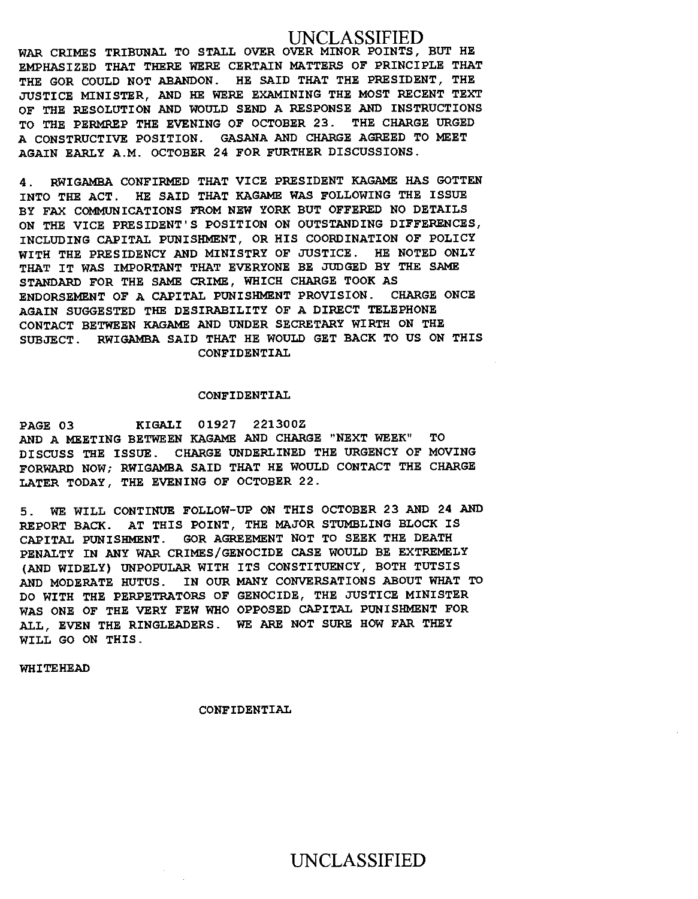WAR CRIMES TRIBUNAL TO STALL OVER OVER MINOR POINTS, BUT HE EMPHASIZED THAT THERE WERE CERTAIN MATTERS OF PRINCIPLE THAT THE GOR COULD NOT ABANDON. HE SAID THAT THE PRESIDENT, THE JUSTICE MINISTER, AND HE WERE EXAMINING THE MOST RECENT TEXT OF THE RESOLUTION AND WOULD SEND A RESPONSE AND INSTRUCTIONS TO THE PERMREP THE EVENING OF OCTOBER 23. THE CHARGE URGED A CONSTRUCTIVE POSITION. GASANA AND CHARGE AGREED TO MEET AGAIN EARLY A.M. OCTOBER 24 FOR FURTHER DISCUSSIONS.

4. RWIGAMBA CONFIRMED THAT VICE PRESIDENT KAGAME HAS GOTTEN INTO THE ACT. HE SAID THAT KAGAME WAS FOLLOWING THE ISSUE BY FAX COMMUNICATIONS FROM NEW YORK BUT OFFERED NO DETAILS ON THE VICE PRESIDENT'S POSITION ON OUTSTANDING DIFFERENCES, INCLUDING CAPITAL PUNISHMENT, OR HIS COORDINATION OF POLICY WITH THE PRESIDENCY AND MINISTRY OF JUSTICE. HE NOTED ONLY THAT IT WAS IMPORTANT THAT EVERYONE BE JUDGED BY THE SAME STANDARD FOR THE SAME CRIME, WHICH CHARGE TOOK AS ENDORSEMENT OF A CAPITAL PUNISHMENT PROVISION. CHARGE ONCE AGAIN SUGGESTED THE DESIRABILITY OF A DIRECT TELEPHONE CONTACT BETWEEN KAGAME AND UNDER SECRETARY WIRTH ON THE SUBJECT. RWIGAMBA SAID THAT HE WOULD GET BACK TO US ON THIS

CONFIDENTIAL

CONFIDENTIAL

PAGE 03 KIGALI 01927 221300Z

AND A MEETING BETWEEN KAGAME AND CHARGE "NEXT WEEK" TO DISCUSS THE ISSUE. CHARGE UNDERLINED THE URGENCY OF MOVING FORWARD NOW; RWIGAMBA SAID THAT HE WOULD CONTACT THE CHARGE LATER TODAY, THE EVENING OF OCTOBER 22.

5. WE WILL CONTINUE FOLLOW-UP ON THIS OCTOBER 23 AND 24 AND REPORT BACK. AT THIS POINT, THE MAJOR STUMBLING BLOCK IS CAPITAL PUNISHMENT. GOR AGREEMENT NOT TO SEEK THE DEATH PENALTY IN ANY WAR CRIMES/GENOCIDE CASE WOULD BE EXTREMELY (AND WIDELY) UNPOPULAR WITH ITS CONSTITUENCY, BOTH TUTSIS AND MODERATE HUTUS. IN OUR MANY CONVERSATIONS ABOUT WHAT TO DO WITH THE PERPETRATORS OF GENOCIDE, THE JUSTICE MINISTER WAS ONE OF THE VERY FEW WHO OPPOSED CAPITAL PUNISHMENT FOR ALL, EVEN THE RINGLEADERS. WE ARE NOT SURE HOW FAR THEY WILL GO ON THIS.

WHITEHEAD

CONFIDENTIAL